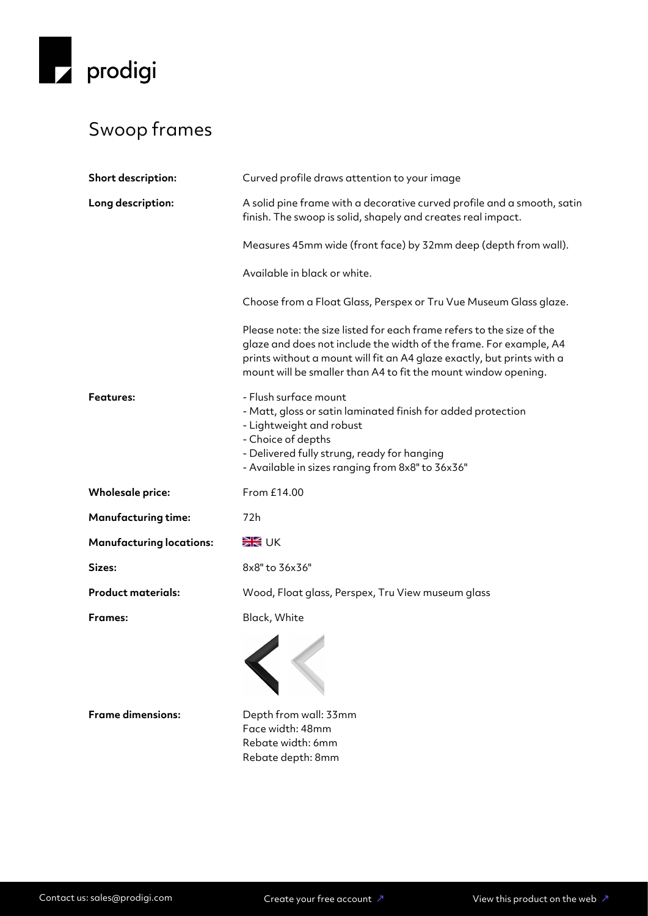prodigi

# Swoop frames

| | |
|---|---|
| **Short description:** | Curved profile draws attention to your image |
| **Long description:** | A solid pine frame with a decorative curved profile and a smooth, satin finish. The swoop is solid, shapely and creates real impact.<br><br>Measures 45mm wide (front face) by 32mm deep (depth from wall).<br><br>Available in black or white.<br><br>Choose from a Float Glass, Perspex or Tru Vue Museum Glass glaze.<br><br>Please note: the size listed for each frame refers to the size of the glaze and does not include the width of the frame. For example, A4 prints without a mount will fit an A4 glaze exactly, but prints with a mount will be smaller than A4 to fit the mount window opening. |
| **Features:** | - Flush surface mount<br>- Matt, gloss or satin laminated finish for added protection<br>- Lightweight and robust<br>- Choice of depths<br>- Delivered fully strung, ready for hanging<br>- Available in sizes ranging from 8x8" to 36x36" |
| **Wholesale price:** | From £14.00 |
| **Manufacturing time:** | 72h |
| **Manufacturing locations:** | UK |
| **Sizes:** | 8x8" to 36x36" |
| **Product materials:** | Wood, Float glass, Perspex, Tru View museum glass |
| **Frames:** | Black, White |
| **Frame dimensions:** | Depth from wall: 33mm<br>Face width: 48mm<br>Rebate width: 6mm<br>Rebate depth: 8mm |

Contact us: sales@prodigi.com | Create your free account ↗ | View this product on the web ↗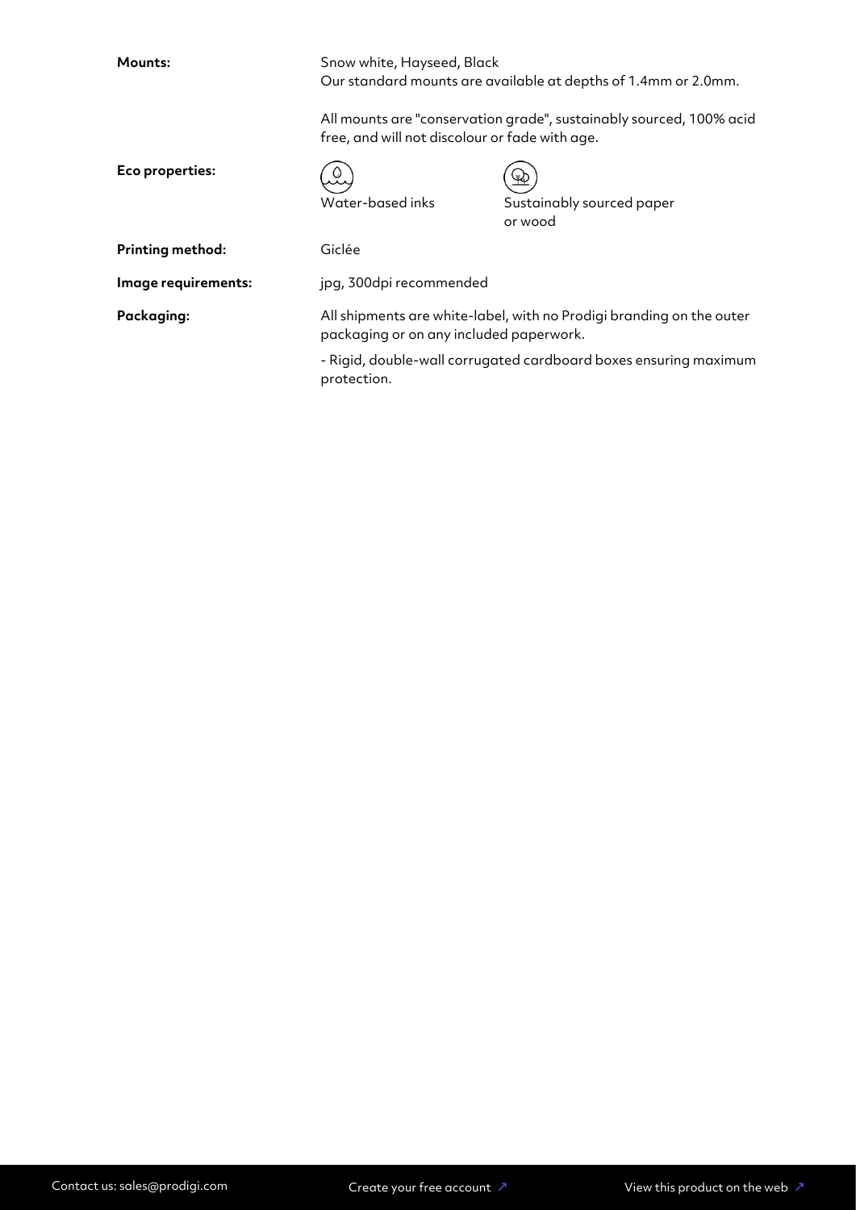| | |
|---|---|
| **Mounts:** | Snow white, Hayseed, Black<br>Our standard mounts are available at depths of 1.4mm or 2.0mm.<br><br>All mounts are "conservation grade", sustainably sourced, 100% acid free, and will not discolour or fade with age. |
| **Eco properties:** | Water-based inks<br>Sustainably sourced paper or wood |
| **Printing method:** | Giclée |
| **Image requirements:** | jpg, 300dpi recommended |
| **Packaging:** | All shipments are white-label, with no Prodigi branding on the outer packaging or on any included paperwork.<br><br>- Rigid, double-wall corrugated cardboard boxes ensuring maximum protection. |

Contact us: sales@prodigi.com

Create your free account ↗

View this product on the web ↗